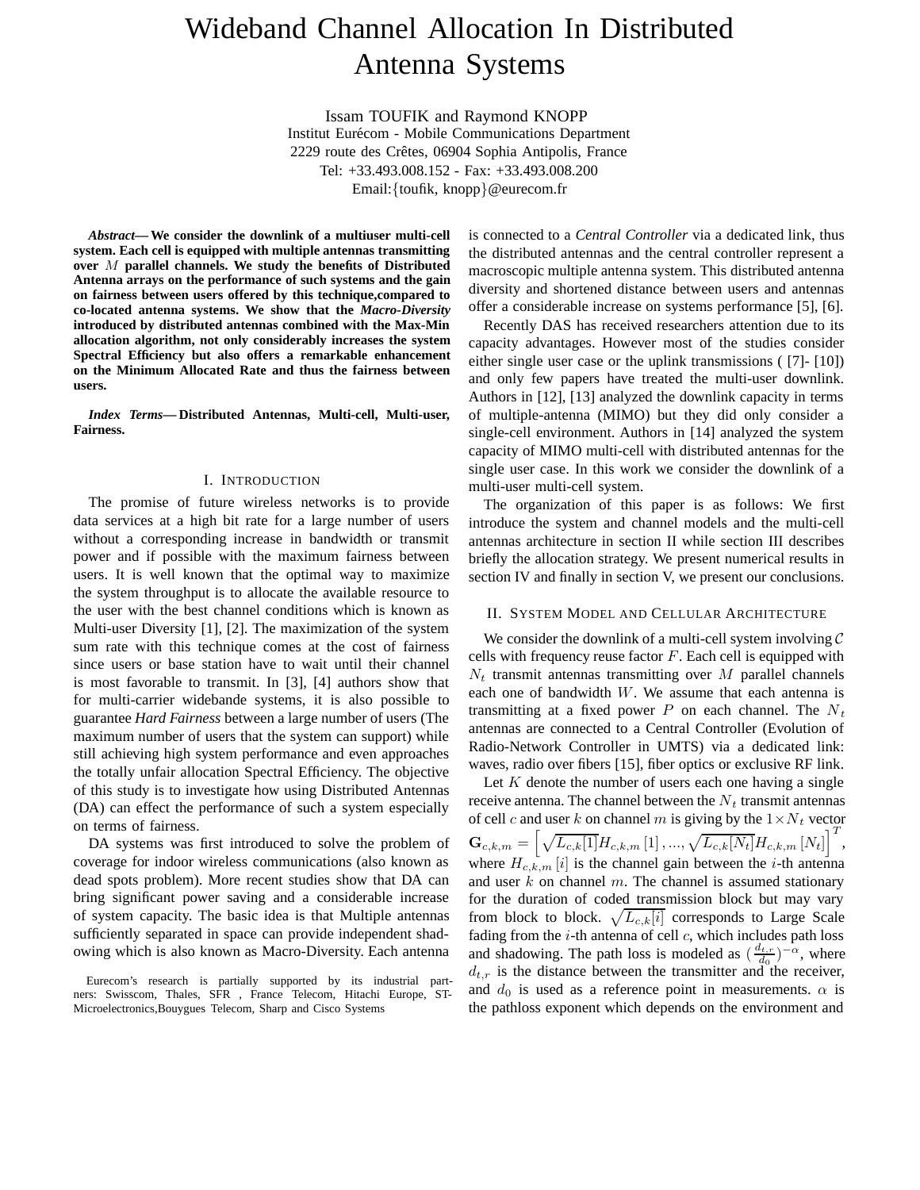# Wideband Channel Allocation In Distributed Antenna Systems

Issam TOUFIK and Raymond KNOPP
Institut Eurécom - Mobile Communications Department
2229 route des Crêtes, 06904 Sophia Antipolis, France
Tel: +33.493.008.152 - Fax: +33.493.008.200
Email:{toufik, knopp}@eurecom.fr

***Abstract*— We consider the downlink of a multiuser multi-cell system. Each cell is equipped with multiple antennas transmitting over $M$ parallel channels. We study the benefits of Distributed Antenna arrays on the performance of such systems and the gain on fairness between users offered by this technique,compared to co-located antenna systems. We show that the *Macro-Diversity* introduced by distributed antennas combined with the Max-Min allocation algorithm, not only considerably increases the system Spectral Efficiency but also offers a remarkable enhancement on the Minimum Allocated Rate and thus the fairness between users.**

***Index Terms*— Distributed Antennas, Multi-cell, Multi-user, Fairness.**

## I. Introduction

The promise of future wireless networks is to provide data services at a high bit rate for a large number of users without a corresponding increase in bandwidth or transmit power and if possible with the maximum fairness between users. It is well known that the optimal way to maximize the system throughput is to allocate the available resource to the user with the best channel conditions which is known as Multi-user Diversity [1], [2]. The maximization of the system sum rate with this technique comes at the cost of fairness since users or base station have to wait until their channel is most favorable to transmit. In [3], [4] authors show that for multi-carrier widebande systems, it is also possible to guarantee *Hard Fairness* between a large number of users (The maximum number of users that the system can support) while still achieving high system performance and even approaches the totally unfair allocation Spectral Efficiency. The objective of this study is to investigate how using Distributed Antennas (DA) can effect the performance of such a system especially on terms of fairness.

DA systems was first introduced to solve the problem of coverage for indoor wireless communications (also known as dead spots problem). More recent studies show that DA can bring significant power saving and a considerable increase of system capacity. The basic idea is that Multiple antennas sufficiently separated in space can provide independent shadowing which is also known as Macro-Diversity. Each antenna is connected to a *Central Controller* via a dedicated link, thus the distributed antennas and the central controller represent a macroscopic multiple antenna system. This distributed antenna diversity and shortened distance between users and antennas offer a considerable increase on systems performance [5], [6].

Recently DAS has received researchers attention due to its capacity advantages. However most of the studies consider either single user case or the uplink transmissions ( [7]- [10]) and only few papers have treated the multi-user downlink. Authors in [12], [13] analyzed the downlink capacity in terms of multiple-antenna (MIMO) but they did only consider a single-cell environment. Authors in [14] analyzed the system capacity of MIMO multi-cell with distributed antennas for the single user case. In this work we consider the downlink of a multi-user multi-cell system.

The organization of this paper is as follows: We first introduce the system and channel models and the multi-cell antennas architecture in section II while section III describes briefly the allocation strategy. We present numerical results in section IV and finally in section V, we present our conclusions.

## II. System Model and Cellular Architecture

We consider the downlink of a multi-cell system involving $\mathcal{C}$ cells with frequency reuse factor $F$. Each cell is equipped with $N_t$ transmit antennas transmitting over $M$ parallel channels each one of bandwidth $W$. We assume that each antenna is transmitting at a fixed power $P$ on each channel. The $N_t$ antennas are connected to a Central Controller (Evolution of Radio-Network Controller in UMTS) via a dedicated link: waves, radio over fibers [15], fiber optics or exclusive RF link.

Let $K$ denote the number of users each one having a single receive antenna. The channel between the $N_t$ transmit antennas of cell $c$ and user $k$ on channel $m$ is giving by the $1 \times N_t$ vector $\mathbf{G}_{c,k,m} = \left[\sqrt{L_{c,k}[1]}H_{c,k,m}\left[1\right], ..., \sqrt{L_{c,k}[N_t]}H_{c,k,m}\left[N_t\right]\right]^T$, where $H_{c,k,m}\left[i\right]$ is the channel gain between the $i$-th antenna and user $k$ on channel $m$. The channel is assumed stationary for the duration of coded transmission block but may vary from block to block. $\sqrt{L_{c,k}[i]}$ corresponds to Large Scale fading from the $i$-th antenna of cell $c$, which includes path loss and shadowing. The path loss is modeled as $(\frac{d_{t,r}}{d_0})^{-\alpha}$, where $d_{t,r}$ is the distance between the transmitter and the receiver, and $d_0$ is used as a reference point in measurements. $\alpha$ is the pathloss exponent which depends on the environment and

Eurecom's research is partially supported by its industrial partners: Swisscom, Thales, SFR , France Telecom, Hitachi Europe, ST-Microelectronics,Bouygues Telecom, Sharp and Cisco Systems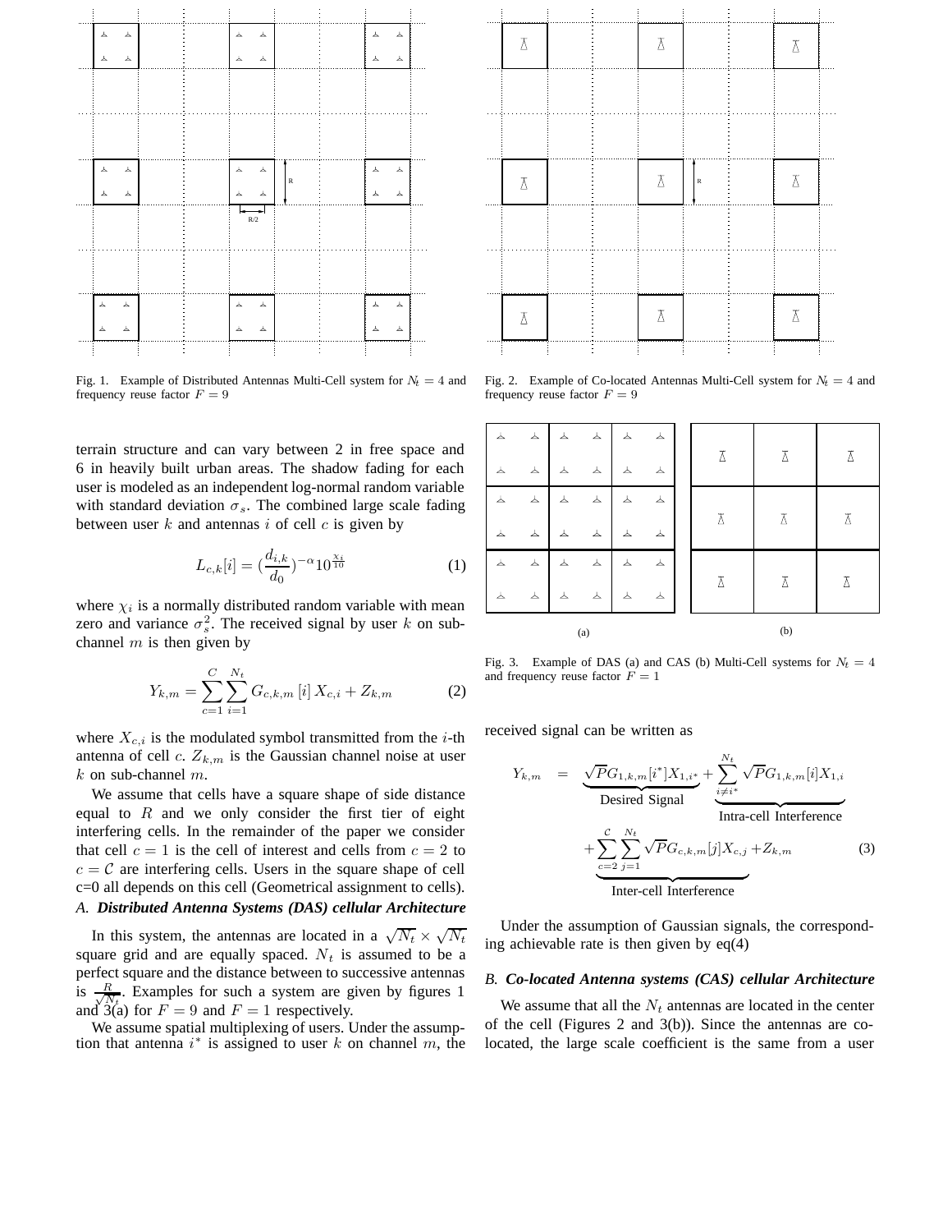Fig. 1. Example of Distributed Antennas Multi-Cell system for $N_t = 4$ and frequency reuse factor $F = 9$

Fig. 2. Example of Co-located Antennas Multi-Cell system for $N_t = 4$ and frequency reuse factor $F = 9$

Fig. 3. Example of DAS (a) and CAS (b) Multi-Cell systems for $N_t = 4$ and frequency reuse factor $F = 1$

terrain structure and can vary between 2 in free space and 6 in heavily built urban areas. The shadow fading for each user is modeled as an independent log-normal random variable with standard deviation $\sigma_s$. The combined large scale fading between user $k$ and antennas $i$ of cell $c$ is given by

$$L_{c,k}[i] = (\frac{d_{i,k}}{d_0})^{-\alpha} 10^{\frac{\chi_i}{10}} \tag{1}$$

where $\chi_i$ is a normally distributed random variable with mean zero and variance $\sigma_s^2$. The received signal by user $k$ on sub-channel $m$ is then given by

$$Y_{k,m} = \sum_{c=1}^{C} \sum_{i=1}^{N_t} G_{c,k,m}\,[i]\, X_{c,i} + Z_{k,m} \tag{2}$$

where $X_{c,i}$ is the modulated symbol transmitted from the $i$-th antenna of cell $c$. $Z_{k,m}$ is the Gaussian channel noise at user $k$ on sub-channel $m$.

We assume that cells have a square shape of side distance equal to $R$ and we only consider the first tier of eight interfering cells. In the remainder of the paper we consider that cell $c = 1$ is the cell of interest and cells from $c = 2$ to $c = \mathcal{C}$ are interfering cells. Users in the square shape of cell c=0 all depends on this cell (Geometrical assignment to cells).

### A. Distributed Antenna Systems (DAS) cellular Architecture

In this system, the antennas are located in a $\sqrt{N_t} \times \sqrt{N_t}$ square grid and are equally spaced. $N_t$ is assumed to be a perfect square and the distance between to successive antennas is $\frac{R}{\sqrt{N_t}}$. Examples for such a system are given by figures 1 and 3(a) for $F = 9$ and $F = 1$ respectively.

We assume spatial multiplexing of users. Under the assumption that antenna $i^*$ is assigned to user $k$ on channel $m$, the received signal can be written as

$$\begin{aligned} Y_{k,m} &= \underbrace{\sqrt{P} G_{1,k,m}[i^*] X_{1,i^*}}_{\text{Desired Signal}} + \underbrace{\sum_{i \neq i^*}^{N_t} \sqrt{P} G_{1,k,m}[i] X_{1,i}}_{\text{Intra-cell Interference}} \\ &+ \underbrace{\sum_{c=2}^{\mathcal{C}} \sum_{j=1}^{N_t} \sqrt{P} G_{c,k,m}[j] X_{c,j}}_{\text{Inter-cell Interference}} + Z_{k,m} \end{aligned} \tag{3}$$

Under the assumption of Gaussian signals, the corresponding achievable rate is then given by eq(4)

### B. Co-located Antenna systems (CAS) cellular Architecture

We assume that all the $N_t$ antennas are located in the center of the cell (Figures 2 and 3(b)). Since the antennas are co-located, the large scale coefficient is the same from a user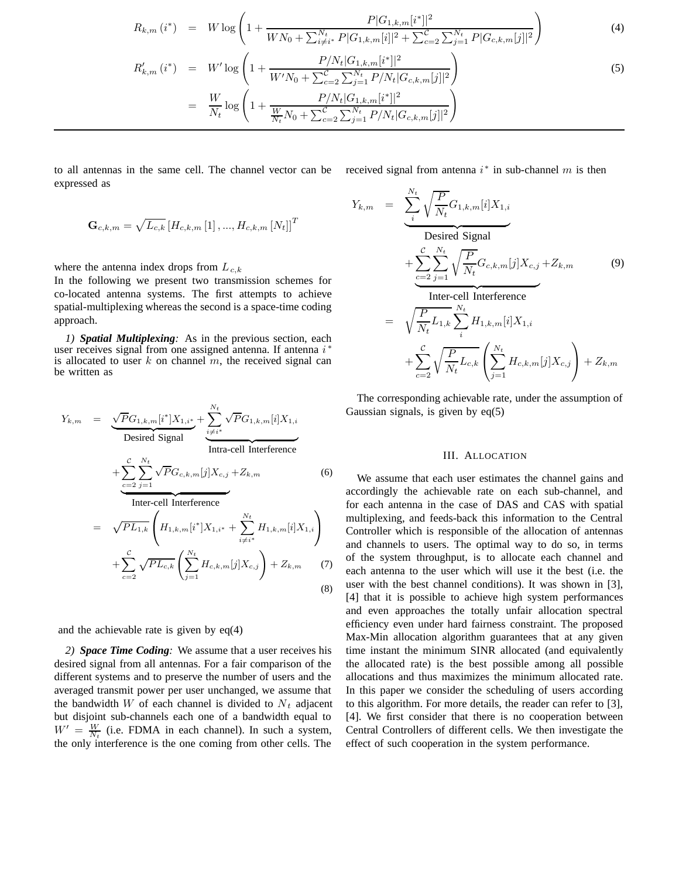$$R_{k,m}(i^*) = W \log\left(1 + \frac{P|G_{1,k,m}[i^*]|^2}{WN_0 + \sum_{i \neq i^*}^{N_t} P|G_{1,k,m}[i]|^2 + \sum_{c=2}^{\mathcal{C}} \sum_{j=1}^{N_t} P|G_{c,k,m}[j]|^2}\right) \tag{4}$$

$$\begin{aligned} R'_{k,m}(i^*) &= W' \log\left(1 + \frac{P/N_t|G_{1,k,m}[i^*]|^2}{W'N_0 + \sum_{c=2}^{\mathcal{C}} \sum_{j=1}^{N_t} P/N_t|G_{c,k,m}[j]|^2}\right) \\ &= \frac{W}{N_t} \log\left(1 + \frac{P/N_t|G_{1,k,m}[i^*]|^2}{\frac{W}{N_t}N_0 + \sum_{c=2}^{\mathcal{C}} \sum_{j=1}^{N_t} P/N_t|G_{c,k,m}[j]|^2}\right) \end{aligned} \tag{5}$$

to all antennas in the same cell. The channel vector can be expressed as

$$\mathbf{G}_{c,k,m} = \sqrt{L_{c,k}}\left[H_{c,k,m}[1], ..., H_{c,k,m}[N_t]\right]^T$$

where the antenna index drops from $L_{c,k}$

In the following we present two transmission schemes for co-located antenna systems. The first attempts to achieve spatial-multiplexing whereas the second is a space-time coding approach.

*1) **Spatial Multiplexing**:* As in the previous section, each user receives signal from one assigned antenna. If antenna $i^*$ is allocated to user $k$ on channel $m$, the received signal can be written as

$$\begin{aligned} Y_{k,m} &= \underbrace{\sqrt{P}G_{1,k,m}[i^*]X_{1,i^*}}_{\text{Desired Signal}} + \underbrace{\sum_{i \neq i^*}^{N_t} \sqrt{P}G_{1,k,m}[i]X_{1,i}}_{\text{Intra-cell Interference}} \\ &\quad + \underbrace{\sum_{c=2}^{\mathcal{C}} \sum_{j=1}^{N_t} \sqrt{P}G_{c,k,m}[j]X_{c,j}}_{\text{Inter-cell Interference}} + Z_{k,m} \qquad (6) \\ &= \sqrt{PL_{1,k}}\left(H_{1,k,m}[i^*]X_{1,i^*} + \sum_{i \neq i^*}^{N_t} H_{1,k,m}[i]X_{1,i}\right) \\ &\quad + \sum_{c=2}^{\mathcal{C}} \sqrt{PL_{c,k}}\left(\sum_{j=1}^{N_t} H_{c,k,m}[j]X_{c,j}\right) + Z_{k,m} \qquad (7) \end{aligned} \tag{8}$$

and the achievable rate is given by eq(4)

*2) **Space Time Coding**:* We assume that a user receives his desired signal from all antennas. For a fair comparison of the different systems and to preserve the number of users and the averaged transmit power per user unchanged, we assume that the bandwidth $W$ of each channel is divided to $N_t$ adjacent but disjoint sub-channels each one of a bandwidth equal to $W' = \frac{W}{N_t}$ (i.e. FDMA in each channel). In such a system, the only interference is the one coming from other cells. The received signal from antenna $i^*$ in sub-channel $m$ is then

$$\begin{aligned} Y_{k,m} &= \underbrace{\sum_{i}^{N_t} \sqrt{\frac{P}{N_t}} G_{1,k,m}[i]X_{1,i}}_{\text{Desired Signal}} \\ &\quad + \underbrace{\sum_{c=2}^{\mathcal{C}} \sum_{j=1}^{N_t} \sqrt{\frac{P}{N_t}} G_{c,k,m}[j]X_{c,j}}_{\text{Inter-cell Interference}} + Z_{k,m} \\ &= \sqrt{\frac{P}{N_t}L_{1,k}} \sum_{i}^{N_t} H_{1,k,m}[i]X_{1,i} \\ &\quad + \sum_{c=2}^{\mathcal{C}} \sqrt{\frac{P}{N_t}L_{c,k}}\left(\sum_{j=1}^{N_t} H_{c,k,m}[j]X_{c,j}\right) + Z_{k,m} \end{aligned} \tag{9}$$

The corresponding achievable rate, under the assumption of Gaussian signals, is given by eq(5)

## III. Allocation

We assume that each user estimates the channel gains and accordingly the achievable rate on each sub-channel, and for each antenna in the case of DAS and CAS with spatial multiplexing, and feeds-back this information to the Central Controller which is responsible of the allocation of antennas and channels to users. The optimal way to do so, in terms of the system throughput, is to allocate each channel and each antenna to the user which will use it the best (i.e. the user with the best channel conditions). It was shown in [3], [4] that it is possible to achieve high system performances and even approaches the totally unfair allocation spectral efficiency even under hard fairness constraint. The proposed Max-Min allocation algorithm guarantees that at any given time instant the minimum SINR allocated (and equivalently the allocated rate) is the best possible among all possible allocations and thus maximizes the minimum allocated rate. In this paper we consider the scheduling of users according to this algorithm. For more details, the reader can refer to [3], [4]. We first consider that there is no cooperation between Central Controllers of different cells. We then investigate the effect of such cooperation in the system performance.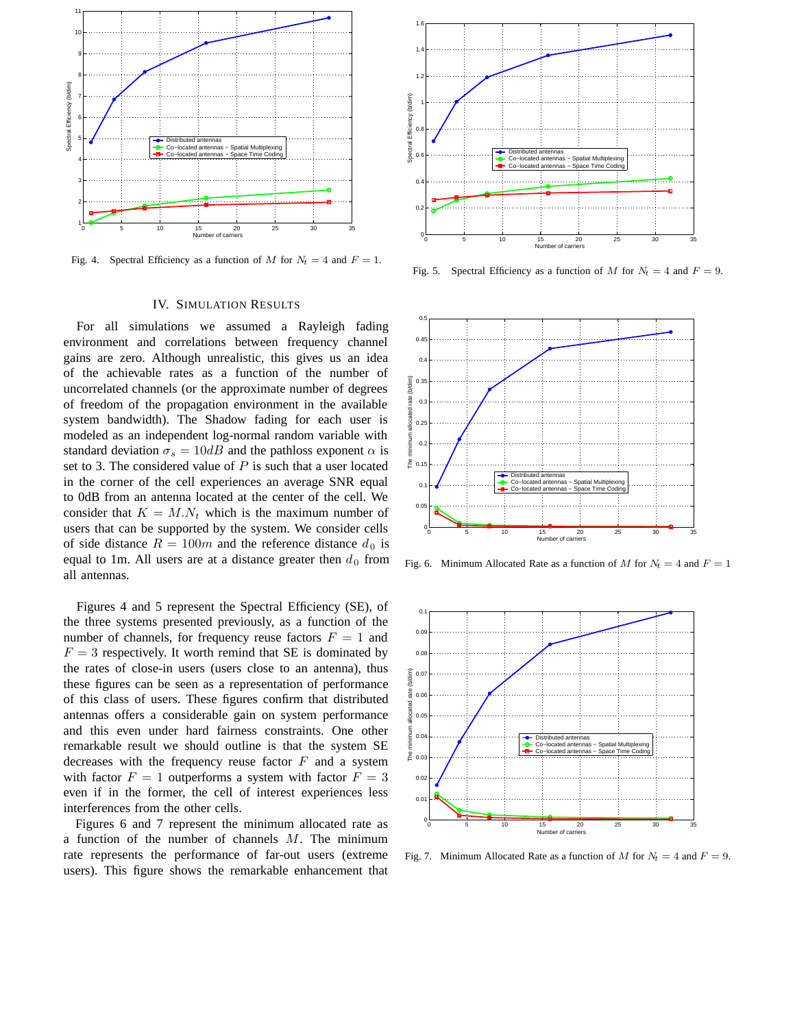Fig. 4. Spectral Efficiency as a function of $M$ for $N_t = 4$ and $F = 1$.

Fig. 5. Spectral Efficiency as a function of $M$ for $N_t = 4$ and $F = 9$.

## IV. Simulation Results

For all simulations we assumed a Rayleigh fading environment and correlations between frequency channel gains are zero. Although unrealistic, this gives us an idea of the achievable rates as a function of the number of uncorrelated channels (or the approximate number of degrees of freedom of the propagation environment in the available system bandwidth). The Shadow fading for each user is modeled as an independent log-normal random variable with standard deviation $\sigma_s = 10dB$ and the pathloss exponent $\alpha$ is set to 3. The considered value of $P$ is such that a user located in the corner of the cell experiences an average SNR equal to 0dB from an antenna located at the center of the cell. We consider that $K = M.N_t$ which is the maximum number of users that can be supported by the system. We consider cells of side distance $R = 100m$ and the reference distance $d_0$ is equal to 1m. All users are at a distance greater then $d_0$ from all antennas.

Figures 4 and 5 represent the Spectral Efficiency (SE), of the three systems presented previously, as a function of the number of channels, for frequency reuse factors $F = 1$ and $F = 3$ respectively. It worth remind that SE is dominated by the rates of close-in users (users close to an antenna), thus these figures can be seen as a representation of performance of this class of users. These figures confirm that distributed antennas offers a considerable gain on system performance and this even under hard fairness constraints. One other remarkable result we should outline is that the system SE decreases with the frequency reuse factor $F$ and a system with factor $F = 1$ outperforms a system with factor $F = 3$ even if in the former, the cell of interest experiences less interferences from the other cells.

Figures 6 and 7 represent the minimum allocated rate as a function of the number of channels $M$. The minimum rate represents the performance of far-out users (extreme users). This figure shows the remarkable enhancement that

Fig. 6. Minimum Allocated Rate as a function of $M$ for $N_t = 4$ and $F = 1$

Fig. 7. Minimum Allocated Rate as a function of $M$ for $N_t = 4$ and $F = 9$.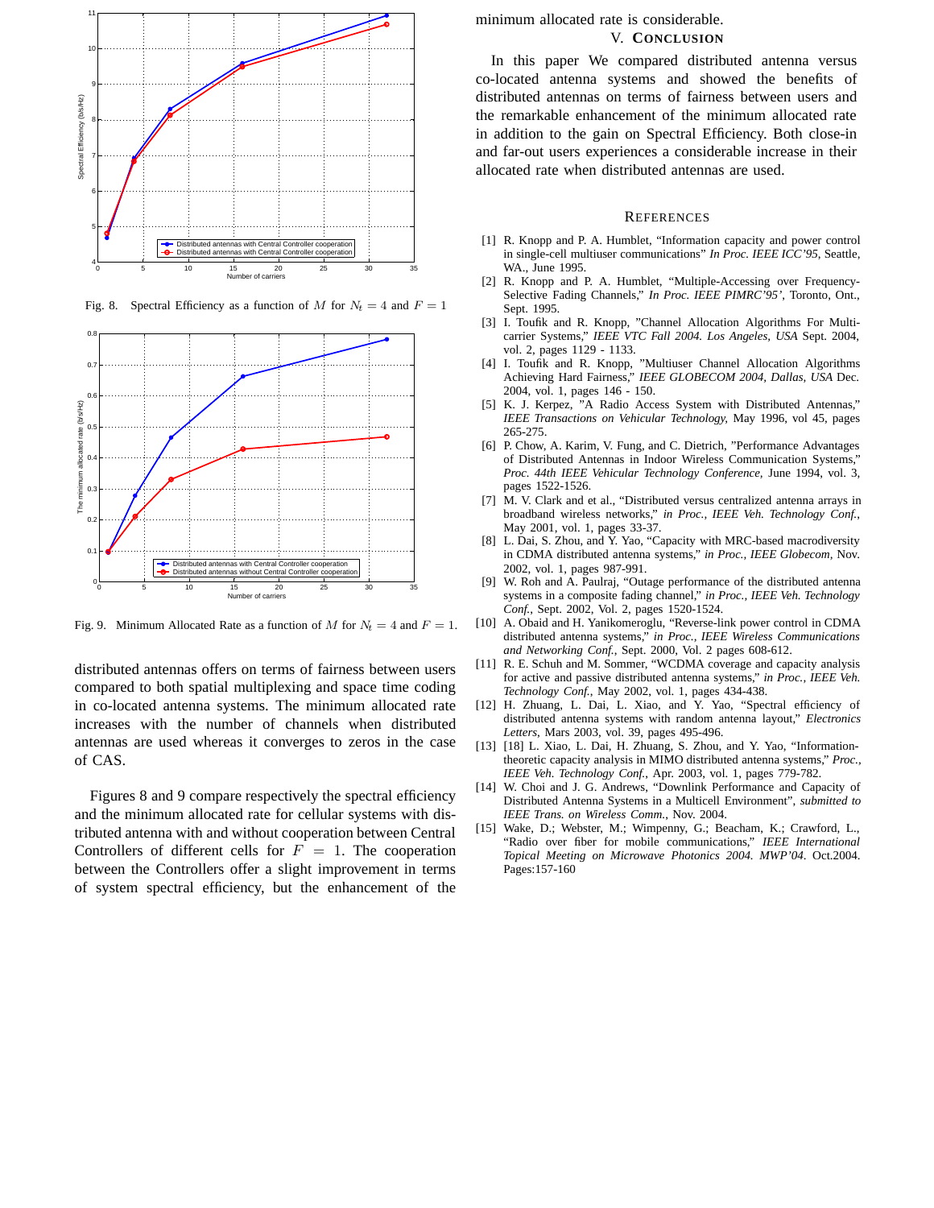11
10
9
8
7
6
5
4
Spectral Efficiency (b/s/Hz)
0 5 10 15 20 25 30 35
Number of carriers
Distributed antennas with Central Controller cooperation
Distributed antennas with Central Controller cooperation

Fig. 8. Spectral Efficiency as a function of $M$ for $N_t = 4$ and $F = 1$

0.8
0.7
0.6
0.5
0.4
0.3
0.2
0.1
0
The minimum allocated rate (b/s/Hz)
0 5 10 15 20 25 30 35
Number of carriers
Distributed antennas with Central Controller cooperation
Distributed antennas without Central Controller cooperation

Fig. 9. Minimum Allocated Rate as a function of $M$ for $N_t = 4$ and $F = 1$.

distributed antennas offers on terms of fairness between users compared to both spatial multiplexing and space time coding in co-located antenna systems. The minimum allocated rate increases with the number of channels when distributed antennas are used whereas it converges to zeros in the case of CAS.

Figures 8 and 9 compare respectively the spectral efficiency and the minimum allocated rate for cellular systems with distributed antenna with and without cooperation between Central Controllers of different cells for $F = 1$. The cooperation between the Controllers offer a slight improvement in terms of system spectral efficiency, but the enhancement of the minimum allocated rate is considerable.

## V. Conclusion

In this paper We compared distributed antenna versus co-located antenna systems and showed the benefits of distributed antennas on terms of fairness between users and the remarkable enhancement of the minimum allocated rate in addition to the gain on Spectral Efficiency. Both close-in and far-out users experiences a considerable increase in their allocated rate when distributed antennas are used.

## References

[1] R. Knopp and P. A. Humblet, "Information capacity and power control in single-cell multiuser communications" *In Proc. IEEE ICC'95*, Seattle, WA., June 1995.

[2] R. Knopp and P. A. Humblet, "Multiple-Accessing over Frequency-Selective Fading Channels," *In Proc. IEEE PIMRC'95'*, Toronto, Ont., Sept. 1995.

[3] I. Toufik and R. Knopp, "Channel Allocation Algorithms For Multi-carrier Systems," *IEEE VTC Fall 2004. Los Angeles, USA* Sept. 2004, vol. 2, pages 1129 - 1133.

[4] I. Toufik and R. Knopp, "Multiuser Channel Allocation Algorithms Achieving Hard Fairness," *IEEE GLOBECOM 2004, Dallas, USA* Dec. 2004, vol. 1, pages 146 - 150.

[5] K. J. Kerpez, "A Radio Access System with Distributed Antennas," *IEEE Transactions on Vehicular Technology*, May 1996, vol 45, pages 265-275.

[6] P. Chow, A. Karim, V. Fung, and C. Dietrich, "Performance Advantages of Distributed Antennas in Indoor Wireless Communication Systems," *Proc. 44th IEEE Vehicular Technology Conference*, June 1994, vol. 3, pages 1522-1526.

[7] M. V. Clark and et al., "Distributed versus centralized antenna arrays in broadband wireless networks," *in Proc., IEEE Veh. Technology Conf.*, May 2001, vol. 1, pages 33-37.

[8] L. Dai, S. Zhou, and Y. Yao, "Capacity with MRC-based macrodiversity in CDMA distributed antenna systems," *in Proc., IEEE Globecom*, Nov. 2002, vol. 1, pages 987-991.

[9] W. Roh and A. Paulraj, "Outage performance of the distributed antenna systems in a composite fading channel," *in Proc., IEEE Veh. Technology Conf.*, Sept. 2002, Vol. 2, pages 1520-1524.

[10] A. Obaid and H. Yanikomeroglu, "Reverse-link power control in CDMA distributed antenna systems," *in Proc., IEEE Wireless Communications and Networking Conf.*, Sept. 2000, Vol. 2 pages 608-612.

[11] R. E. Schuh and M. Sommer, "WCDMA coverage and capacity analysis for active and passive distributed antenna systems," *in Proc., IEEE Veh. Technology Conf.*, May 2002, vol. 1, pages 434-438.

[12] H. Zhuang, L. Dai, L. Xiao, and Y. Yao, "Spectral efficiency of distributed antenna systems with random antenna layout," *Electronics Letters*, Mars 2003, vol. 39, pages 495-496.

[13] [18] L. Xiao, L. Dai, H. Zhuang, S. Zhou, and Y. Yao, "Information-theoretic capacity analysis in MIMO distributed antenna systems," *Proc., IEEE Veh. Technology Conf.*, Apr. 2003, vol. 1, pages 779-782.

[14] W. Choi and J. G. Andrews, "Downlink Performance and Capacity of Distributed Antenna Systems in a Multicell Environment", *submitted to IEEE Trans. on Wireless Comm.*, Nov. 2004.

[15] Wake, D.; Webster, M.; Wimpenny, G.; Beacham, K.; Crawford, L., "Radio over fiber for mobile communications," *IEEE International Topical Meeting on Microwave Photonics 2004. MWP'04*. Oct.2004. Pages:157-160